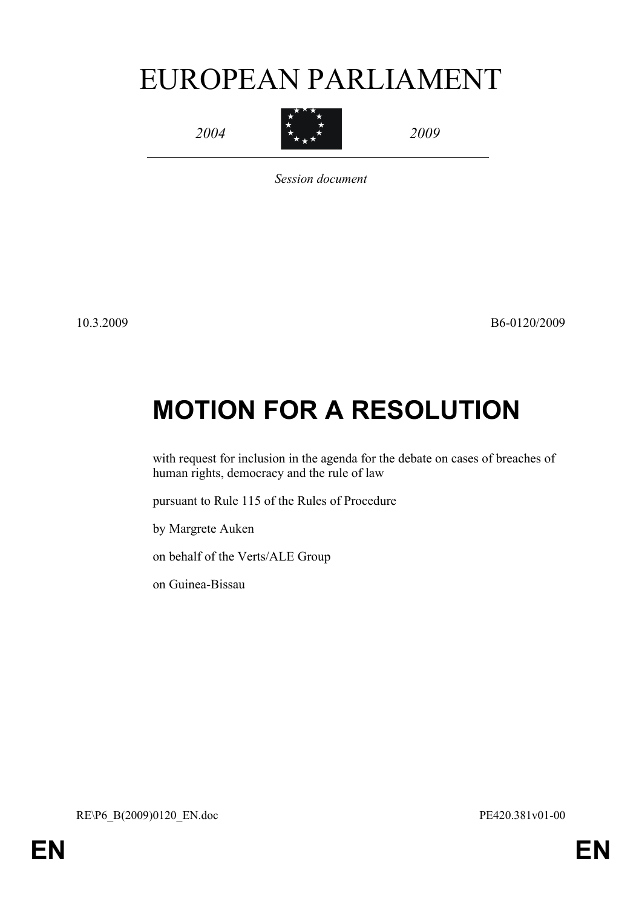# EUROPEAN PARLIAMENT

*2004* *2009*

*Session document*

10.3.2009 B6-0120/2009

# MOTION FOR A RESOLUTION

with request for inclusion in the agenda for the debate on cases of breaches of human rights, democracy and the rule of law

pursuant to Rule 115 of the Rules of Procedure

by Margrete Auken

on behalf of the Verts/ALE Group

on Guinea-Bissau

RE\P6_B(2009)0120_EN.doc PE420.381v01-00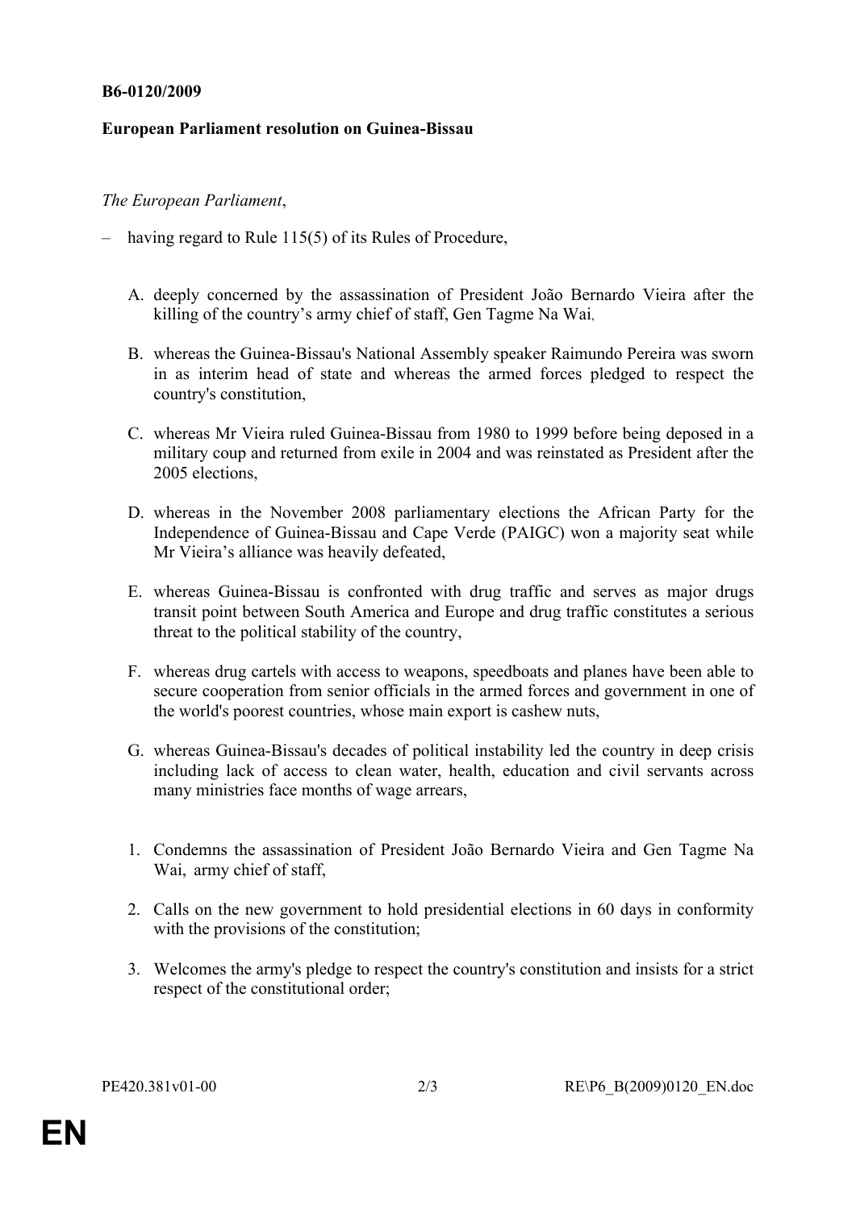**B6-0120/2009**

**European Parliament resolution on Guinea-Bissau**

*The European Parliament*,

– having regard to Rule 115(5) of its Rules of Procedure,

A. deeply concerned by the assassination of President João Bernardo Vieira after the killing of the country's army chief of staff, Gen Tagme Na Wai,

B. whereas the Guinea-Bissau's National Assembly speaker Raimundo Pereira was sworn in as interim head of state and whereas the armed forces pledged to respect the country's constitution,

C. whereas Mr Vieira ruled Guinea-Bissau from 1980 to 1999 before being deposed in a military coup and returned from exile in 2004 and was reinstated as President after the 2005 elections,

D. whereas in the November 2008 parliamentary elections the African Party for the Independence of Guinea-Bissau and Cape Verde (PAIGC) won a majority seat while Mr Vieira's alliance was heavily defeated,

E. whereas Guinea-Bissau is confronted with drug traffic and serves as major drugs transit point between South America and Europe and drug traffic constitutes a serious threat to the political stability of the country,

F. whereas drug cartels with access to weapons, speedboats and planes have been able to secure cooperation from senior officials in the armed forces and government in one of the world's poorest countries, whose main export is cashew nuts,

G. whereas Guinea-Bissau's decades of political instability led the country in deep crisis including lack of access to clean water, health, education and civil servants across many ministries face months of wage arrears,

1. Condemns the assassination of President João Bernardo Vieira and Gen Tagme Na Wai, army chief of staff,

2. Calls on the new government to hold presidential elections in 60 days in conformity with the provisions of the constitution;

3. Welcomes the army's pledge to respect the country's constitution and insists for a strict respect of the constitutional order;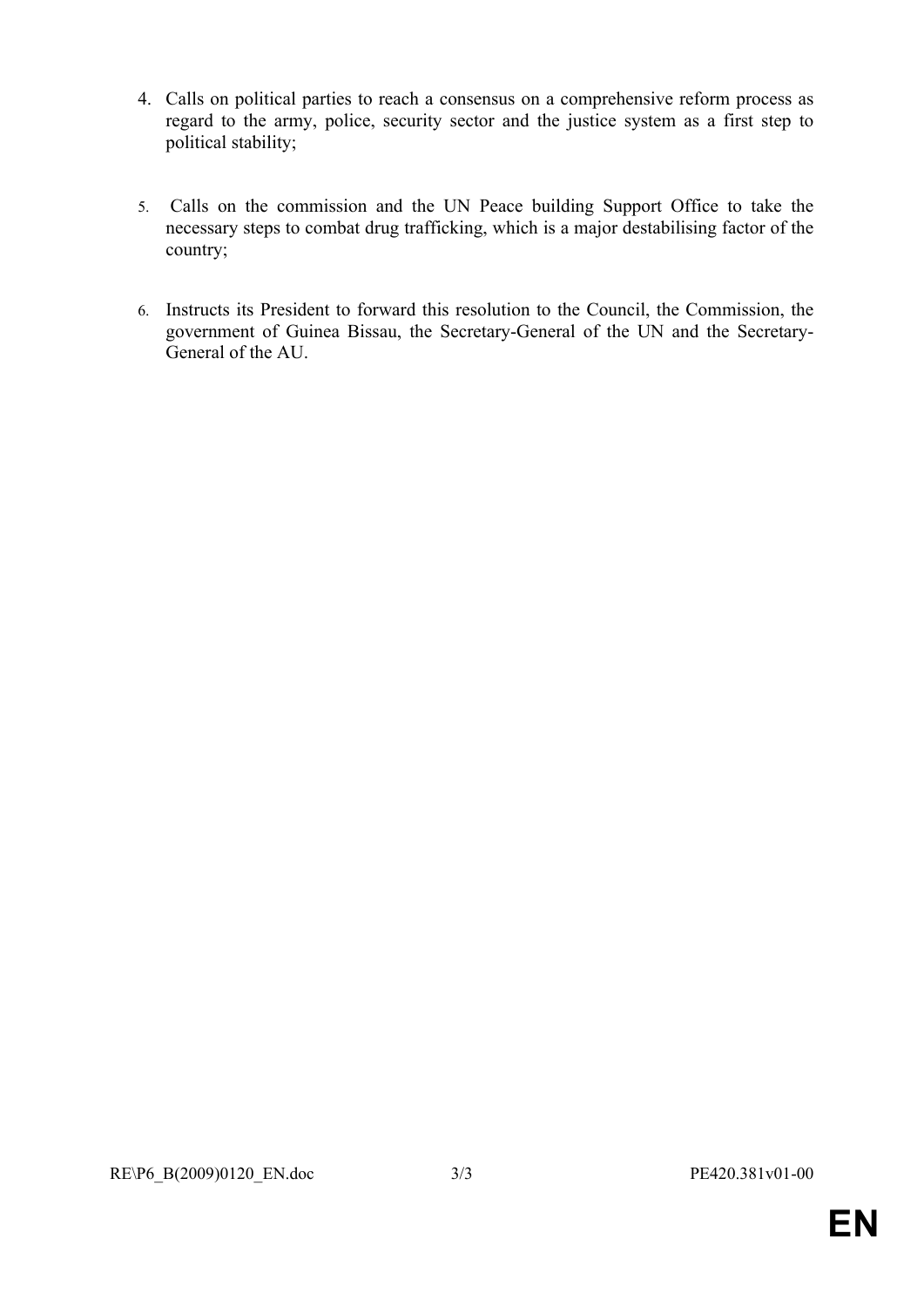4. Calls on political parties to reach a consensus on a comprehensive reform process as regard to the army, police, security sector and the justice system as a first step to political stability;

5. Calls on the commission and the UN Peace building Support Office to take the necessary steps to combat drug trafficking, which is a major destabilising factor of the country;

6. Instructs its President to forward this resolution to the Council, the Commission, the government of Guinea Bissau, the Secretary-General of the UN and the Secretary-General of the AU.